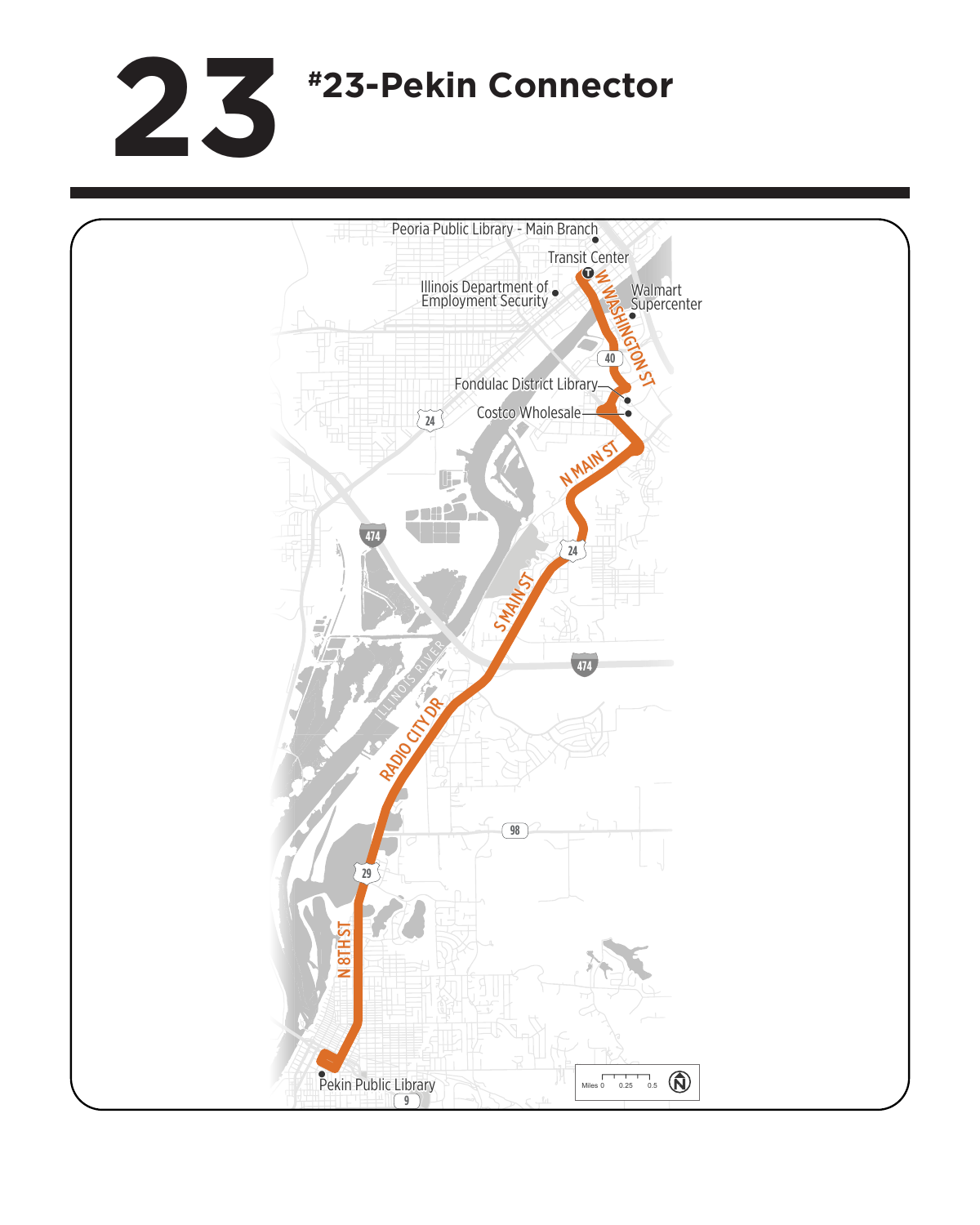# 23

## #23-Pekin Connector

Peoria Public Library - Main Branch

Transit Center

Illinois Department of Employment Security

Walmart Supercenter

W WASHINGTON ST

40

Fondulac District Library

Costco Wholesale

24

N MAIN ST

474

24

S MAIN ST

ILLINOIS RIVER

474

RADIO CITY DR

98

29

N 8TH ST

Pekin Public Library

9

Miles 0 0.25 0.5

N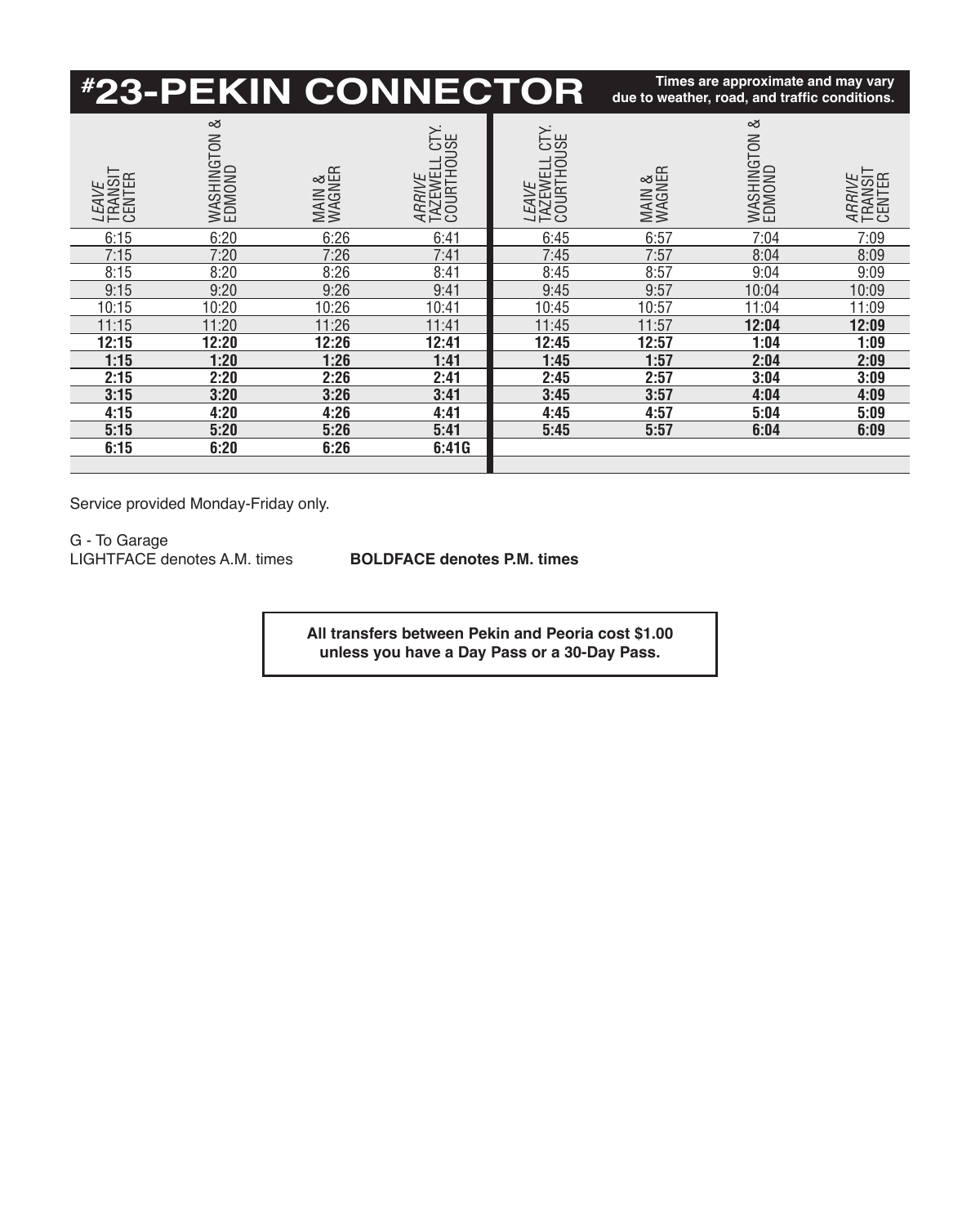# #23-PEKIN CONNECTOR

**Times are approximate and may vary due to weather, road, and traffic conditions.**

| *LEAVE* TRANSIT CENTER | WASHINGTON & EDMOND | MAIN & WAGNER | *ARRIVE* TAZEWELL CTY. COURTHOUSE | *LEAVE* TAZEWELL CTY. COURTHOUSE | MAIN & WAGNER | WASHINGTON & EDMOND | *ARRIVE* TRANSIT CENTER |
|---|---|---|---|---|---|---|---|
| 6:15 | 6:20 | 6:26 | 6:41 | 6:45 | 6:57 | 7:04 | 7:09 |
| 7:15 | 7:20 | 7:26 | 7:41 | 7:45 | 7:57 | 8:04 | 8:09 |
| 8:15 | 8:20 | 8:26 | 8:41 | 8:45 | 8:57 | 9:04 | 9:09 |
| 9:15 | 9:20 | 9:26 | 9:41 | 9:45 | 9:57 | 10:04 | 10:09 |
| 10:15 | 10:20 | 10:26 | 10:41 | 10:45 | 10:57 | 11:04 | 11:09 |
| 11:15 | 11:20 | 11:26 | 11:41 | 11:45 | 11:57 | **12:04** | **12:09** |
| **12:15** | **12:20** | **12:26** | **12:41** | **12:45** | **12:57** | **1:04** | **1:09** |
| **1:15** | **1:20** | **1:26** | **1:41** | **1:45** | **1:57** | **2:04** | **2:09** |
| **2:15** | **2:20** | **2:26** | **2:41** | **2:45** | **2:57** | **3:04** | **3:09** |
| **3:15** | **3:20** | **3:26** | **3:41** | **3:45** | **3:57** | **4:04** | **4:09** |
| **4:15** | **4:20** | **4:26** | **4:41** | **4:45** | **4:57** | **5:04** | **5:09** |
| **5:15** | **5:20** | **5:26** | **5:41** | **5:45** | **5:57** | **6:04** | **6:09** |
| **6:15** | **6:20** | **6:26** | **6:41G** | | | | |

Service provided Monday-Friday only.

G - To Garage

LIGHTFACE denotes A.M. times **BOLDFACE denotes P.M. times**

**All transfers between Pekin and Peoria cost $1.00 unless you have a Day Pass or a 30-Day Pass.**